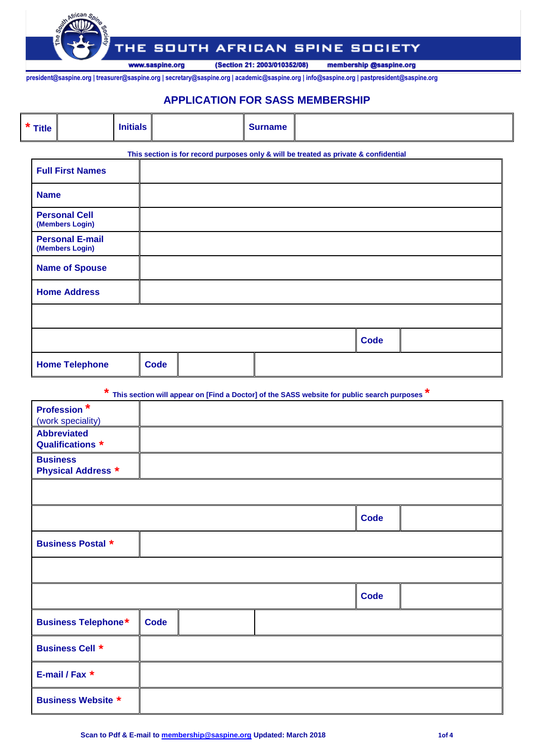# THE SOUTH AFRICAN SPINE SOCIETY

www.saspine.org (Section 21: 2003/010352/08) membership @saspine.org

president@saspine.org | treasurer@saspine.org | secretary@saspine.org | academic@saspine.org | info@saspine.org | pastpresident@saspine.org

## APPLICATION FOR SASS MEMBERSHIP

| * Title | | Initials | | Surname | |
|---|---|---|---|---|---|

This section is for record purposes only & will be treated as private & confidential

| | | | | |
|---|---|---|---|---|
| **Full First Names** | | | | |
| **Name** | | | | |
| **Personal Cell** (Members Login) | | | | |
| **Personal E-mail** (Members Login) | | | | |
| **Name of Spouse** | | | | |
| **Home Address** | | | | |
| | | | | |
| | | | **Code** | |
| **Home Telephone** | **Code** | | | |

\* This section will appear on [Find a Doctor] of the SASS website for public search purposes *

| | | | | |
|---|---|---|---|---|
| **Profession** * (work speciality) | | | | |
| **Abbreviated Qualifications** * | | | | |
| **Business Physical Address** * | | | | |
| | | | | |
| | | | **Code** | |
| **Business Postal** * | | | | |
| | | | | |
| | | | **Code** | |
| **Business Telephone*** | **Code** | | | |
| **Business Cell** * | | | | |
| **E-mail / Fax** * | | | | |
| **Business Website** * | | | | |

Scan to Pdf & E-mail to membership@saspine.org Updated: March 2018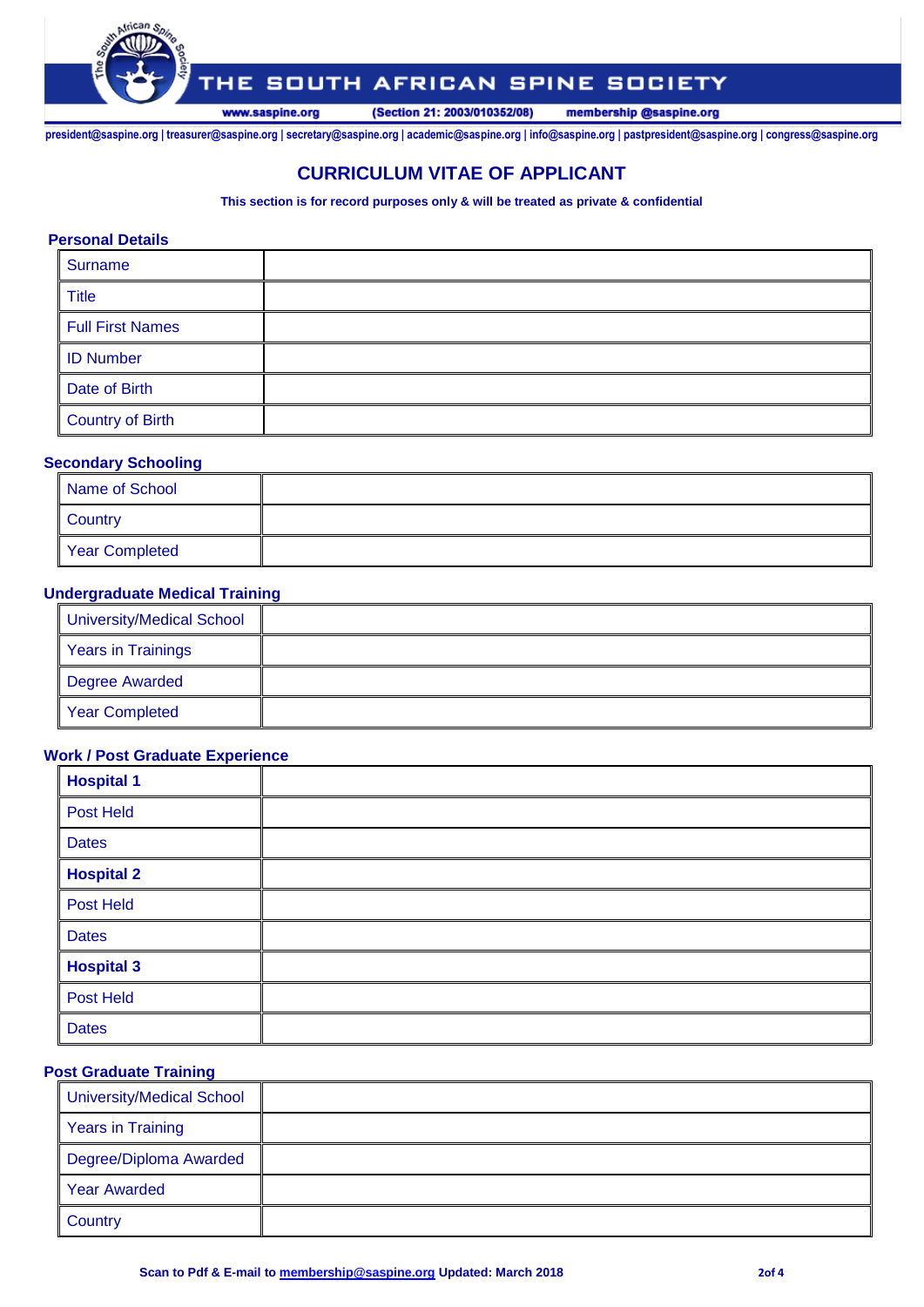# THE SOUTH AFRICAN SPINE SOCIETY

www.saspine.org (Section 21: 2003/010352/08) membership @saspine.org

president@saspine.org | treasurer@saspine.org | secretary@saspine.org | academic@saspine.org | info@saspine.org | pastpresident@saspine.org | congress@saspine.org

## CURRICULUM VITAE OF APPLICANT

**This section is for record purposes only & will be treated as private & confidential**

### Personal Details

| | |
|---|---|
| Surname | |
| Title | |
| Full First Names | |
| ID Number | |
| Date of Birth | |
| Country of Birth | |

### Secondary Schooling

| | |
|---|---|
| Name of School | |
| Country | |
| Year Completed | |

### Undergraduate Medical Training

| | |
|---|---|
| University/Medical School | |
| Years in Trainings | |
| Degree Awarded | |
| Year Completed | |

### Work / Post Graduate Experience

| | |
|---|---|
| **Hospital 1** | |
| Post Held | |
| Dates | |
| **Hospital 2** | |
| Post Held | |
| Dates | |
| **Hospital 3** | |
| Post Held | |
| Dates | |

### Post Graduate Training

| | |
|---|---|
| University/Medical School | |
| Years in Training | |
| Degree/Diploma Awarded | |
| Year Awarded | |
| Country | |

**Scan to Pdf & E-mail to membership@saspine.org Updated: March 2018**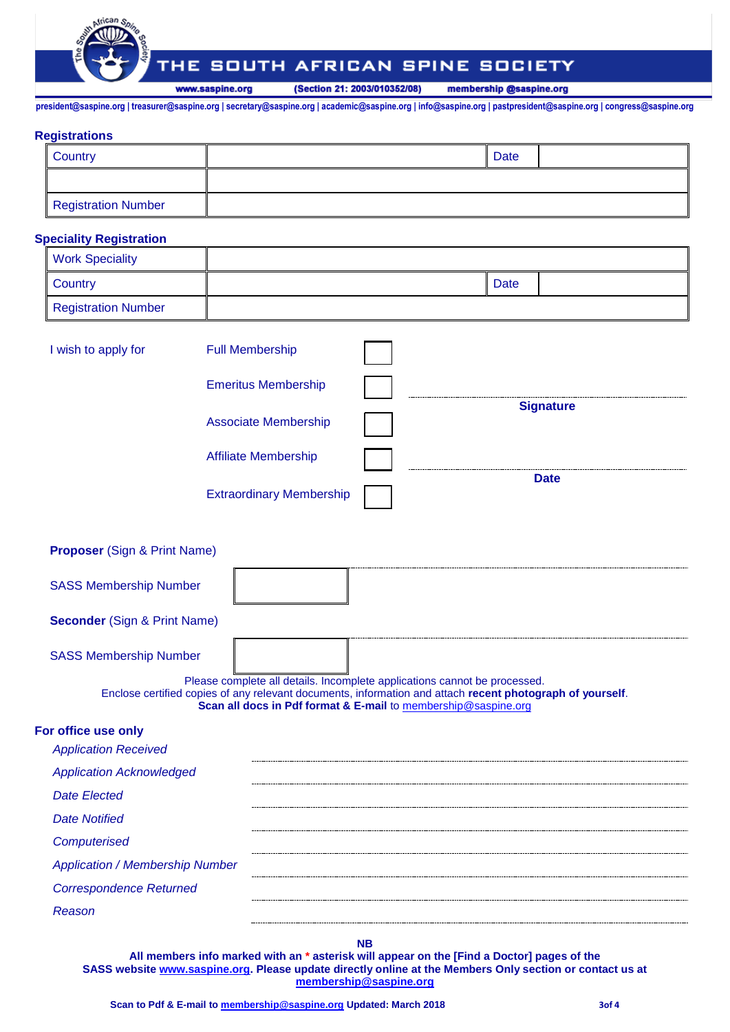# THE SOUTH AFRICAN SPINE SOCIETY

www.saspine.org (Section 21: 2003/010352/08) membership @saspine.org

president@saspine.org | treasurer@saspine.org | secretary@saspine.org | academic@saspine.org | info@saspine.org | pastpresident@saspine.org | congress@saspine.org

## Registrations

| Country | | Date | |
|---|---|---|---|
| | | | |
| Registration Number | | | |

## Speciality Registration

| Work Speciality | | | |
|---|---|---|---|
| Country | | Date | |
| Registration Number | | | |

I wish to apply for

- Full Membership ☐
- Emeritus Membership ☐
- Associate Membership ☐
- Affiliate Membership ☐
- Extraordinary Membership ☐

..............................................................
**Signature**

..............................................................
**Date**

**Proposer** (Sign & Print Name) ..............................................................

SASS Membership Number [ ]

**Seconder** (Sign & Print Name) ..............................................................

SASS Membership Number [ ]

Please complete all details. Incomplete applications cannot be processed.
Enclose certified copies of any relevant documents, information and attach **recent photograph of yourself**.
**Scan all docs in Pdf format & E-mail** to membership@saspine.org

## For office use only

*Application Received* ..............................................................

*Application Acknowledged* ..............................................................

*Date Elected* ..............................................................

*Date Notified* ..............................................................

*Computerised* ..............................................................

*Application / Membership Number* ..............................................................

*Correspondence Returned* ..............................................................

*Reason* ..............................................................

**NB**
**All members info marked with an * asterisk will appear on the [Find a Doctor] pages of the SASS website www.saspine.org. Please update directly online at the Members Only section or contact us at membership@saspine.org**

**Scan to Pdf & E-mail to membership@saspine.org Updated: March 2018**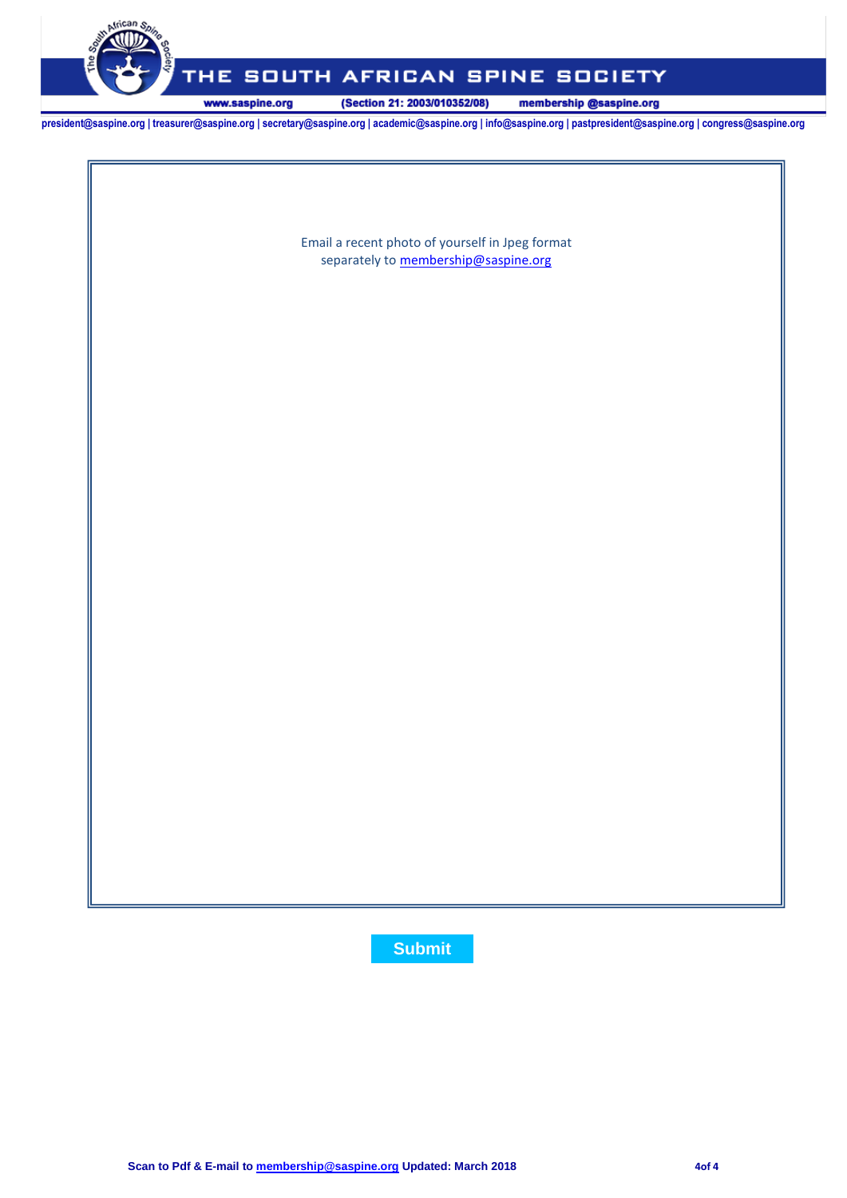Email a recent photo of yourself in Jpeg format separately to membership@saspine.org

Submit

Scan to Pdf & E-mail to membership@saspine.org Updated: March 2018